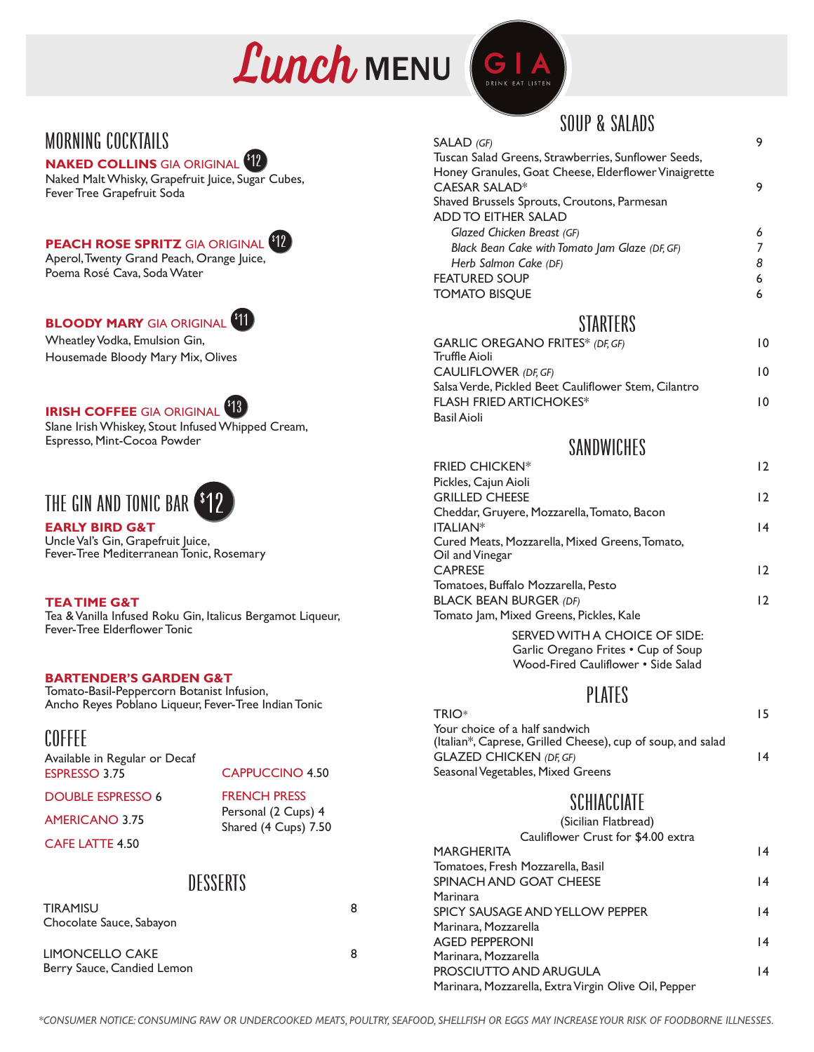# *Lunch* MENU

GIA
DRINK EAT LISTEN

## MORNING COCKTAILS

**NAKED COLLINS** GIA ORIGINAL $12
Naked Malt Whisky, Grapefruit Juice, Sugar Cubes, Fever Tree Grapefruit Soda

**PEACH ROSE SPRITZ** GIA ORIGINAL $12
Aperol, Twenty Grand Peach, Orange Juice, Poema Rosé Cava, Soda Water

**BLOODY MARY** GIA ORIGINAL $11
Wheatley Vodka, Emulsion Gin, Housemade Bloody Mary Mix, Olives

**IRISH COFFEE** GIA ORIGINAL $13
Slane Irish Whiskey, Stout Infused Whipped Cream, Espresso, Mint-Cocoa Powder

## THE GIN AND TONIC BAR $12

**EARLY BIRD G&T**
Uncle Val's Gin, Grapefruit Juice, Fever-Tree Mediterranean Tonic, Rosemary

**TEA TIME G&T**
Tea & Vanilla Infused Roku Gin, Italicus Bergamot Liqueur, Fever-Tree Elderflower Tonic

**BARTENDER'S GARDEN G&T**
Tomato-Basil-Peppercorn Botanist Infusion, Ancho Reyes Poblano Liqueur, Fever-Tree Indian Tonic

## COFFEE

Available in Regular or Decaf

ESPRESSO 3.75
DOUBLE ESPRESSO 6
AMERICANO 3.75
CAFE LATTE 4.50
CAPPUCCINO 4.50
FRENCH PRESS
Personal (2 Cups) 4
Shared (4 Cups) 7.50

## DESSERTS

| Item | Price |
|---|---|
| TIRAMISU<br>Chocolate Sauce, Sabayon | 8 |
| LIMONCELLO CAKE<br>Berry Sauce, Candied Lemon | 8 |

## SOUP & SALADS

| Item | Price |
|---|---|
| SALAD *(GF)*<br>Tuscan Salad Greens, Strawberries, Sunflower Seeds, Honey Granules, Goat Cheese, Elderflower Vinaigrette | 9 |
| CAESAR SALAD*<br>Shaved Brussels Sprouts, Croutons, Parmesan | 9 |
| ADD TO EITHER SALAD | |
| *Glazed Chicken Breast (GF)* | *6* |
| *Black Bean Cake with Tomato Jam Glaze (DF, GF)* | *7* |
| *Herb Salmon Cake (DF)* | *8* |
| FEATURED SOUP | 6 |
| TOMATO BISQUE | 6 |

## STARTERS

| Item | Price |
|---|---|
| GARLIC OREGANO FRITES* *(DF, GF)*<br>Truffle Aioli | 10 |
| CAULIFLOWER *(DF, GF)*<br>Salsa Verde, Pickled Beet Cauliflower Stem, Cilantro | 10 |
| FLASH FRIED ARTICHOKES*<br>Basil Aioli | 10 |

## SANDWICHES

| Item | Price |
|---|---|
| FRIED CHICKEN*<br>Pickles, Cajun Aioli | 12 |
| GRILLED CHEESE<br>Cheddar, Gruyere, Mozzarella, Tomato, Bacon | 12 |
| ITALIAN*<br>Cured Meats, Mozzarella, Mixed Greens, Tomato, Oil and Vinegar | 14 |
| CAPRESE<br>Tomatoes, Buffalo Mozzarella, Pesto | 12 |
| BLACK BEAN BURGER *(DF)*<br>Tomato Jam, Mixed Greens, Pickles, Kale | 12 |

SERVED WITH A CHOICE OF SIDE:
Garlic Oregano Frites • Cup of Soup
Wood-Fired Cauliflower • Side Salad

## PLATES

| Item | Price |
|---|---|
| TRIO*<br>Your choice of a half sandwich (Italian*, Caprese, Grilled Cheese), cup of soup, and salad | 15 |
| GLAZED CHICKEN *(DF, GF)*<br>Seasonal Vegetables, Mixed Greens | 14 |

## SCHIACCIATE

(Sicilian Flatbread)
Cauliflower Crust for $4.00 extra

| Item | Price |
|---|---|
| MARGHERITA<br>Tomatoes, Fresh Mozzarella, Basil | 14 |
| SPINACH AND GOAT CHEESE<br>Marinara | 14 |
| SPICY SAUSAGE AND YELLOW PEPPER<br>Marinara, Mozzarella | 14 |
| AGED PEPPERONI<br>Marinara, Mozzarella | 14 |
| PROSCIUTTO AND ARUGULA<br>Marinara, Mozzarella, Extra Virgin Olive Oil, Pepper | 14 |

*\*CONSUMER NOTICE: CONSUMING RAW OR UNDERCOOKED MEATS, POULTRY, SEAFOOD, SHELLFISH OR EGGS MAY INCREASE YOUR RISK OF FOODBORNE ILLNESSES.*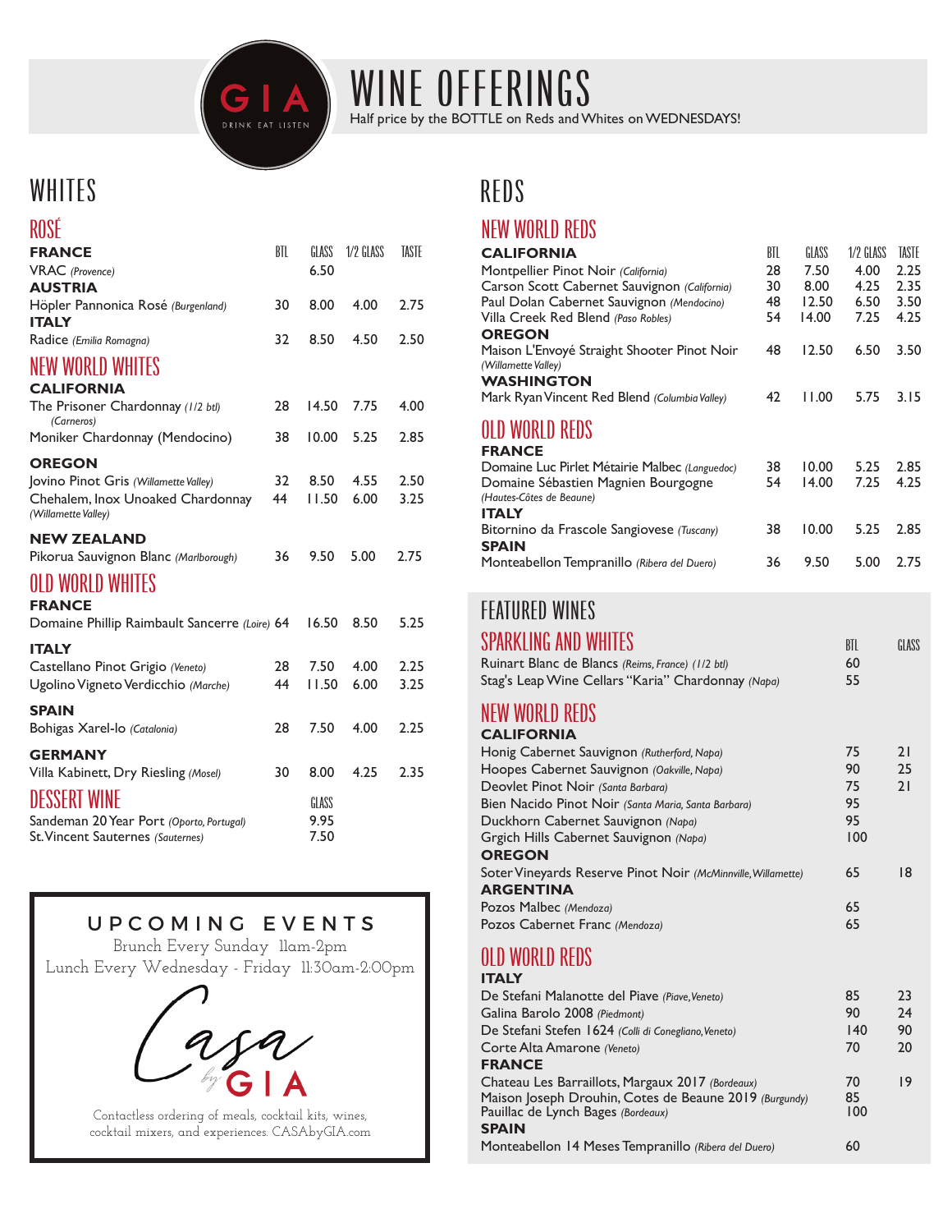# WINE OFFERINGS

Half price by the BOTTLE on Reds and Whites on WEDNESDAYS!

GIA
DRINK EAT LISTEN

## WHITES

### ROSÉ

| | BTL | GLASS | 1/2 GLASS | TASTE |
|---|---|---|---|---|
| **FRANCE** | | | | |
| VRAC *(Provence)* | | 6.50 | | |
| **AUSTRIA** | | | | |
| Höpler Pannonica Rosé *(Burgenland)* | 30 | 8.00 | 4.00 | 2.75 |
| **ITALY** | | | | |
| Radice *(Emilia Romagna)* | 32 | 8.50 | 4.50 | 2.50 |

### NEW WORLD WHITES

| | BTL | GLASS | 1/2 GLASS | TASTE |
|---|---|---|---|---|
| **CALIFORNIA** | | | | |
| The Prisoner Chardonnay *(1/2 btl) (Carneros)* | 28 | 14.50 | 7.75 | 4.00 |
| Moniker Chardonnay (Mendocino) | 38 | 10.00 | 5.25 | 2.85 |
| **OREGON** | | | | |
| Jovino Pinot Gris *(Willamette Valley)* | 32 | 8.50 | 4.55 | 2.50 |
| Chehalem, Inox Unoaked Chardonnay *(Willamette Valley)* | 44 | 11.50 | 6.00 | 3.25 |
| **NEW ZEALAND** | | | | |
| Pikorua Sauvignon Blanc *(Marlborough)* | 36 | 9.50 | 5.00 | 2.75 |

### OLD WORLD WHITES

| | BTL | GLASS | 1/2 GLASS | TASTE |
|---|---|---|---|---|
| **FRANCE** | | | | |
| Domaine Phillip Raimbault Sancerre *(Loire)* | 64 | 16.50 | 8.50 | 5.25 |
| **ITALY** | | | | |
| Castellano Pinot Grigio *(Veneto)* | 28 | 7.50 | 4.00 | 2.25 |
| Ugolino Vigneto Verdicchio *(Marche)* | 44 | 11.50 | 6.00 | 3.25 |
| **SPAIN** | | | | |
| Bohigas Xarel-lo *(Catalonia)* | 28 | 7.50 | 4.00 | 2.25 |
| **GERMANY** | | | | |
| Villa Kabinett, Dry Riesling *(Mosel)* | 30 | 8.00 | 4.25 | 2.35 |

### DESSERT WINE

| | GLASS |
|---|---|
| Sandeman 20 Year Port *(Oporto, Portugal)* | 9.95 |
| St. Vincent Sauternes *(Sauternes)* | 7.50 |

## UPCOMING EVENTS

Brunch Every Sunday 11am-2pm

Lunch Every Wednesday - Friday 11:30am-2:00pm

Casa by GIA

Contactless ordering of meals, cocktail kits, wines, cocktail mixers, and experiences. CASAbyGIA.com

## REDS

### NEW WORLD REDS

| | BTL | GLASS | 1/2 GLASS | TASTE |
|---|---|---|---|---|
| **CALIFORNIA** | | | | |
| Montpellier Pinot Noir *(California)* | 28 | 7.50 | 4.00 | 2.25 |
| Carson Scott Cabernet Sauvignon *(California)* | 30 | 8.00 | 4.25 | 2.35 |
| Paul Dolan Cabernet Sauvignon *(Mendocino)* | 48 | 12.50 | 6.50 | 3.50 |
| Villa Creek Red Blend *(Paso Robles)* | 54 | 14.00 | 7.25 | 4.25 |
| **OREGON** | | | | |
| Maison L'Envoyé Straight Shooter Pinot Noir *(Willamette Valley)* | 48 | 12.50 | 6.50 | 3.50 |
| **WASHINGTON** | | | | |
| Mark Ryan Vincent Red Blend *(Columbia Valley)* | 42 | 11.00 | 5.75 | 3.15 |

### OLD WORLD REDS

| | BTL | GLASS | 1/2 GLASS | TASTE |
|---|---|---|---|---|
| **FRANCE** | | | | |
| Domaine Luc Pirlet Métairie Malbec *(Languedoc)* | 38 | 10.00 | 5.25 | 2.85 |
| Domaine Sébastien Magnien Bourgogne *(Hautes-Côtes de Beaune)* | 54 | 14.00 | 7.25 | 4.25 |
| **ITALY** | | | | |
| Bitornino da Frascole Sangiovese *(Tuscany)* | 38 | 10.00 | 5.25 | 2.85 |
| **SPAIN** | | | | |
| Monteabellon Tempranillo *(Ribera del Duero)* | 36 | 9.50 | 5.00 | 2.75 |

## FEATURED WINES

### SPARKLING AND WHITES

| | BTL | GLASS |
|---|---|---|
| Ruinart Blanc de Blancs *(Reims, France) (1/2 btl)* | 60 | |
| Stag's Leap Wine Cellars "Karia" Chardonnay *(Napa)* | 55 | |

### NEW WORLD REDS

| | BTL | GLASS |
|---|---|---|
| **CALIFORNIA** | | |
| Honig Cabernet Sauvignon *(Rutherford, Napa)* | 75 | 21 |
| Hoopes Cabernet Sauvignon *(Oakville, Napa)* | 90 | 25 |
| Deovlet Pinot Noir *(Santa Barbara)* | 75 | 21 |
| Bien Nacido Pinot Noir *(Santa Maria, Santa Barbara)* | 95 | |
| Duckhorn Cabernet Sauvignon *(Napa)* | 95 | |
| Grgich Hills Cabernet Sauvignon *(Napa)* | 100 | |
| **OREGON** | | |
| Soter Vineyards Reserve Pinot Noir *(McMinnville, Willamette)* | 65 | 18 |
| **ARGENTINA** | | |
| Pozos Malbec *(Mendoza)* | 65 | |
| Pozos Cabernet Franc *(Mendoza)* | 65 | |

### OLD WORLD REDS

| | BTL | GLASS |
|---|---|---|
| **ITALY** | | |
| De Stefani Malanotte del Piave *(Piave, Veneto)* | 85 | 23 |
| Galina Barolo 2008 *(Piedmont)* | 90 | 24 |
| De Stefani Stefen 1624 *(Colli di Conegliano, Veneto)* | 140 | 90 |
| Corte Alta Amarone *(Veneto)* | 70 | 20 |
| **FRANCE** | | |
| Chateau Les Barraillots, Margaux 2017 *(Bordeaux)* | 70 | 19 |
| Maison Joseph Drouhin, Cotes de Beaune 2019 *(Burgundy)* | 85 | |
| Pauillac de Lynch Bages *(Bordeaux)* | 100 | |
| **SPAIN** | | |
| Monteabellon 14 Meses Tempranillo *(Ribera del Duero)* | 60 | |